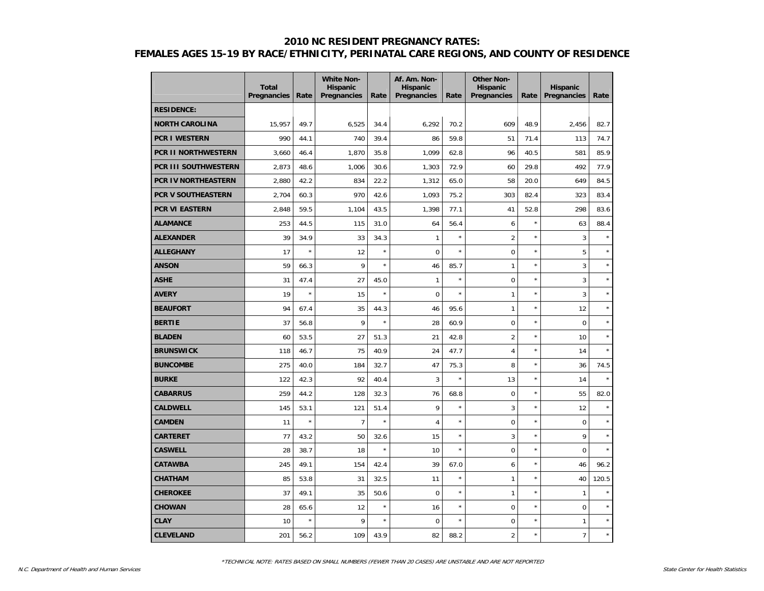# 2010 NC RESIDENT PREGNANCY RATES: FEMALES AGES 15-19 BY RACE/ETHNICITY, PERINATAL CARE REGIONS, AND COUNTY OF RESIDENCE

| | Total Pregnancies | Rate | White Non-Hispanic Pregnancies | Rate | Af. Am. Non-Hispanic Pregnancies | Rate | Other Non-Hispanic Pregnancies | Rate | Hispanic Pregnancies | Rate |
|---|---|---|---|---|---|---|---|---|---|---|
| **RESIDENCE:** | | | | | | | | | | |
| **NORTH CAROLINA** | 15,957 | 49.7 | 6,525 | 34.4 | 6,292 | 70.2 | 609 | 48.9 | 2,456 | 82.7 |
| **PCR I WESTERN** | 990 | 44.1 | 740 | 39.4 | 86 | 59.8 | 51 | 71.4 | 113 | 74.7 |
| **PCR II NORTHWESTERN** | 3,660 | 46.4 | 1,870 | 35.8 | 1,099 | 62.8 | 96 | 40.5 | 581 | 85.9 |
| **PCR III SOUTHWESTERN** | 2,873 | 48.6 | 1,006 | 30.6 | 1,303 | 72.9 | 60 | 29.8 | 492 | 77.9 |
| **PCR IV NORTHEASTERN** | 2,880 | 42.2 | 834 | 22.2 | 1,312 | 65.0 | 58 | 20.0 | 649 | 84.5 |
| **PCR V SOUTHEASTERN** | 2,704 | 60.3 | 970 | 42.6 | 1,093 | 75.2 | 303 | 82.4 | 323 | 83.4 |
| **PCR VI EASTERN** | 2,848 | 59.5 | 1,104 | 43.5 | 1,398 | 77.1 | 41 | 52.8 | 298 | 83.6 |
| **ALAMANCE** | 253 | 44.5 | 115 | 31.0 | 64 | 56.4 | 6 | * | 63 | 88.4 |
| **ALEXANDER** | 39 | 34.9 | 33 | 34.3 | 1 | * | 2 | * | 3 | * |
| **ALLEGHANY** | 17 | * | 12 | * | 0 | * | 0 | * | 5 | * |
| **ANSON** | 59 | 66.3 | 9 | * | 46 | 85.7 | 1 | * | 3 | * |
| **ASHE** | 31 | 47.4 | 27 | 45.0 | 1 | * | 0 | * | 3 | * |
| **AVERY** | 19 | * | 15 | * | 0 | * | 1 | * | 3 | * |
| **BEAUFORT** | 94 | 67.4 | 35 | 44.3 | 46 | 95.6 | 1 | * | 12 | * |
| **BERTIE** | 37 | 56.8 | 9 | * | 28 | 60.9 | 0 | * | 0 | * |
| **BLADEN** | 60 | 53.5 | 27 | 51.3 | 21 | 42.8 | 2 | * | 10 | * |
| **BRUNSWICK** | 118 | 46.7 | 75 | 40.9 | 24 | 47.7 | 4 | * | 14 | * |
| **BUNCOMBE** | 275 | 40.0 | 184 | 32.7 | 47 | 75.3 | 8 | * | 36 | 74.5 |
| **BURKE** | 122 | 42.3 | 92 | 40.4 | 3 | * | 13 | * | 14 | * |
| **CABARRUS** | 259 | 44.2 | 128 | 32.3 | 76 | 68.8 | 0 | * | 55 | 82.0 |
| **CALDWELL** | 145 | 53.1 | 121 | 51.4 | 9 | * | 3 | * | 12 | * |
| **CAMDEN** | 11 | * | 7 | * | 4 | * | 0 | * | 0 | * |
| **CARTERET** | 77 | 43.2 | 50 | 32.6 | 15 | * | 3 | * | 9 | * |
| **CASWELL** | 28 | 38.7 | 18 | * | 10 | * | 0 | * | 0 | * |
| **CATAWBA** | 245 | 49.1 | 154 | 42.4 | 39 | 67.0 | 6 | * | 46 | 96.2 |
| **CHATHAM** | 85 | 53.8 | 31 | 32.5 | 11 | * | 1 | * | 40 | 120.5 |
| **CHEROKEE** | 37 | 49.1 | 35 | 50.6 | 0 | * | 1 | * | 1 | * |
| **CHOWAN** | 28 | 65.6 | 12 | * | 16 | * | 0 | * | 0 | * |
| **CLAY** | 10 | * | 9 | * | 0 | * | 0 | * | 1 | * |
| **CLEVELAND** | 201 | 56.2 | 109 | 43.9 | 82 | 88.2 | 2 | * | 7 | * |

*TECHNICAL NOTE: RATES BASED ON SMALL NUMBERS (FEWER THAN 20 CASES) ARE UNSTABLE AND ARE NOT REPORTED

N.C. Department of Health and Human Services

State Center for Health Statistics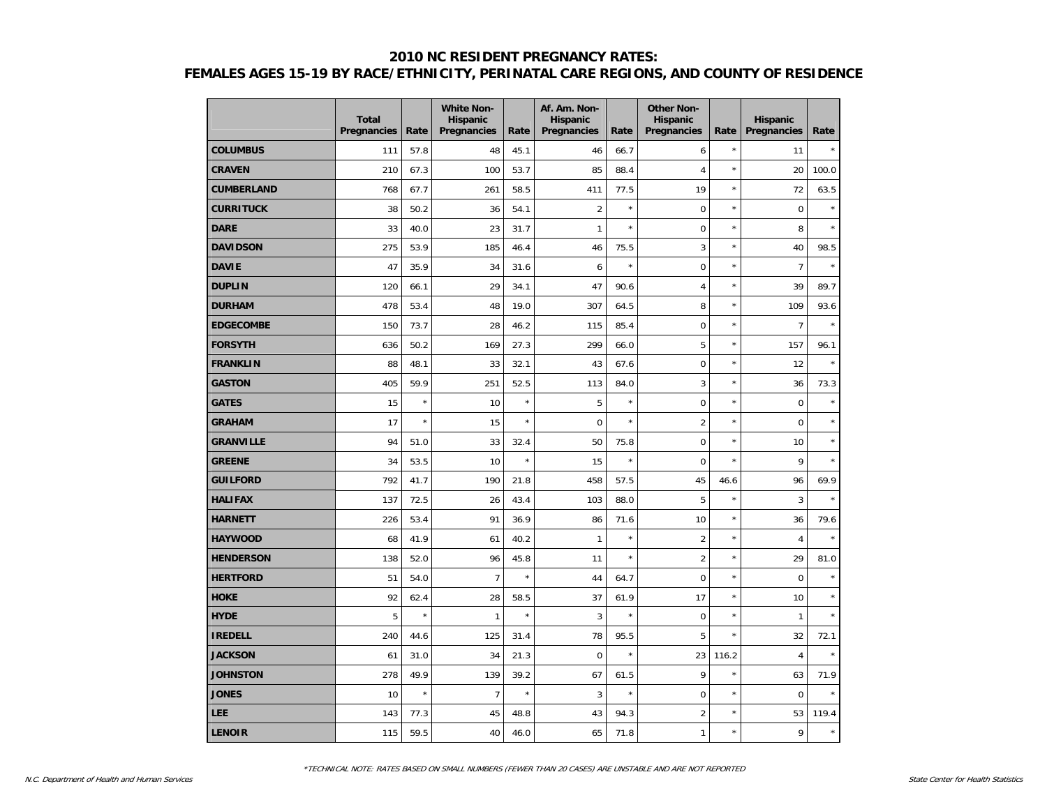# 2010 NC RESIDENT PREGNANCY RATES:
## FEMALES AGES 15-19 BY RACE/ETHNICITY, PERINATAL CARE REGIONS, AND COUNTY OF RESIDENCE

| | Total Pregnancies | Rate | White Non-Hispanic Pregnancies | Rate | Af. Am. Non-Hispanic Pregnancies | Rate | Other Non-Hispanic Pregnancies | Rate | Hispanic Pregnancies | Rate |
|---|---|---|---|---|---|---|---|---|---|---|
| **COLUMBUS** | 111 | 57.8 | 48 | 45.1 | 46 | 66.7 | 6 | * | 11 | * |
| **CRAVEN** | 210 | 67.3 | 100 | 53.7 | 85 | 88.4 | 4 | * | 20 | 100.0 |
| **CUMBERLAND** | 768 | 67.7 | 261 | 58.5 | 411 | 77.5 | 19 | * | 72 | 63.5 |
| **CURRITUCK** | 38 | 50.2 | 36 | 54.1 | 2 | * | 0 | * | 0 | * |
| **DARE** | 33 | 40.0 | 23 | 31.7 | 1 | * | 0 | * | 8 | * |
| **DAVIDSON** | 275 | 53.9 | 185 | 46.4 | 46 | 75.5 | 3 | * | 40 | 98.5 |
| **DAVIE** | 47 | 35.9 | 34 | 31.6 | 6 | * | 0 | * | 7 | * |
| **DUPLIN** | 120 | 66.1 | 29 | 34.1 | 47 | 90.6 | 4 | * | 39 | 89.7 |
| **DURHAM** | 478 | 53.4 | 48 | 19.0 | 307 | 64.5 | 8 | * | 109 | 93.6 |
| **EDGECOMBE** | 150 | 73.7 | 28 | 46.2 | 115 | 85.4 | 0 | * | 7 | * |
| **FORSYTH** | 636 | 50.2 | 169 | 27.3 | 299 | 66.0 | 5 | * | 157 | 96.1 |
| **FRANKLIN** | 88 | 48.1 | 33 | 32.1 | 43 | 67.6 | 0 | * | 12 | * |
| **GASTON** | 405 | 59.9 | 251 | 52.5 | 113 | 84.0 | 3 | * | 36 | 73.3 |
| **GATES** | 15 | * | 10 | * | 5 | * | 0 | * | 0 | * |
| **GRAHAM** | 17 | * | 15 | * | 0 | * | 2 | * | 0 | * |
| **GRANVILLE** | 94 | 51.0 | 33 | 32.4 | 50 | 75.8 | 0 | * | 10 | * |
| **GREENE** | 34 | 53.5 | 10 | * | 15 | * | 0 | * | 9 | * |
| **GUILFORD** | 792 | 41.7 | 190 | 21.8 | 458 | 57.5 | 45 | 46.6 | 96 | 69.9 |
| **HALIFAX** | 137 | 72.5 | 26 | 43.4 | 103 | 88.0 | 5 | * | 3 | * |
| **HARNETT** | 226 | 53.4 | 91 | 36.9 | 86 | 71.6 | 10 | * | 36 | 79.6 |
| **HAYWOOD** | 68 | 41.9 | 61 | 40.2 | 1 | * | 2 | * | 4 | * |
| **HENDERSON** | 138 | 52.0 | 96 | 45.8 | 11 | * | 2 | * | 29 | 81.0 |
| **HERTFORD** | 51 | 54.0 | 7 | * | 44 | 64.7 | 0 | * | 0 | * |
| **HOKE** | 92 | 62.4 | 28 | 58.5 | 37 | 61.9 | 17 | * | 10 | * |
| **HYDE** | 5 | * | 1 | * | 3 | * | 0 | * | 1 | * |
| **IREDELL** | 240 | 44.6 | 125 | 31.4 | 78 | 95.5 | 5 | * | 32 | 72.1 |
| **JACKSON** | 61 | 31.0 | 34 | 21.3 | 0 | * | 23 | 116.2 | 4 | * |
| **JOHNSTON** | 278 | 49.9 | 139 | 39.2 | 67 | 61.5 | 9 | * | 63 | 71.9 |
| **JONES** | 10 | * | 7 | * | 3 | * | 0 | * | 0 | * |
| **LEE** | 143 | 77.3 | 45 | 48.8 | 43 | 94.3 | 2 | * | 53 | 119.4 |
| **LENOIR** | 115 | 59.5 | 40 | 46.0 | 65 | 71.8 | 1 | * | 9 | * |

*TECHNICAL NOTE: RATES BASED ON SMALL NUMBERS (FEWER THAN 20 CASES) ARE UNSTABLE AND ARE NOT REPORTED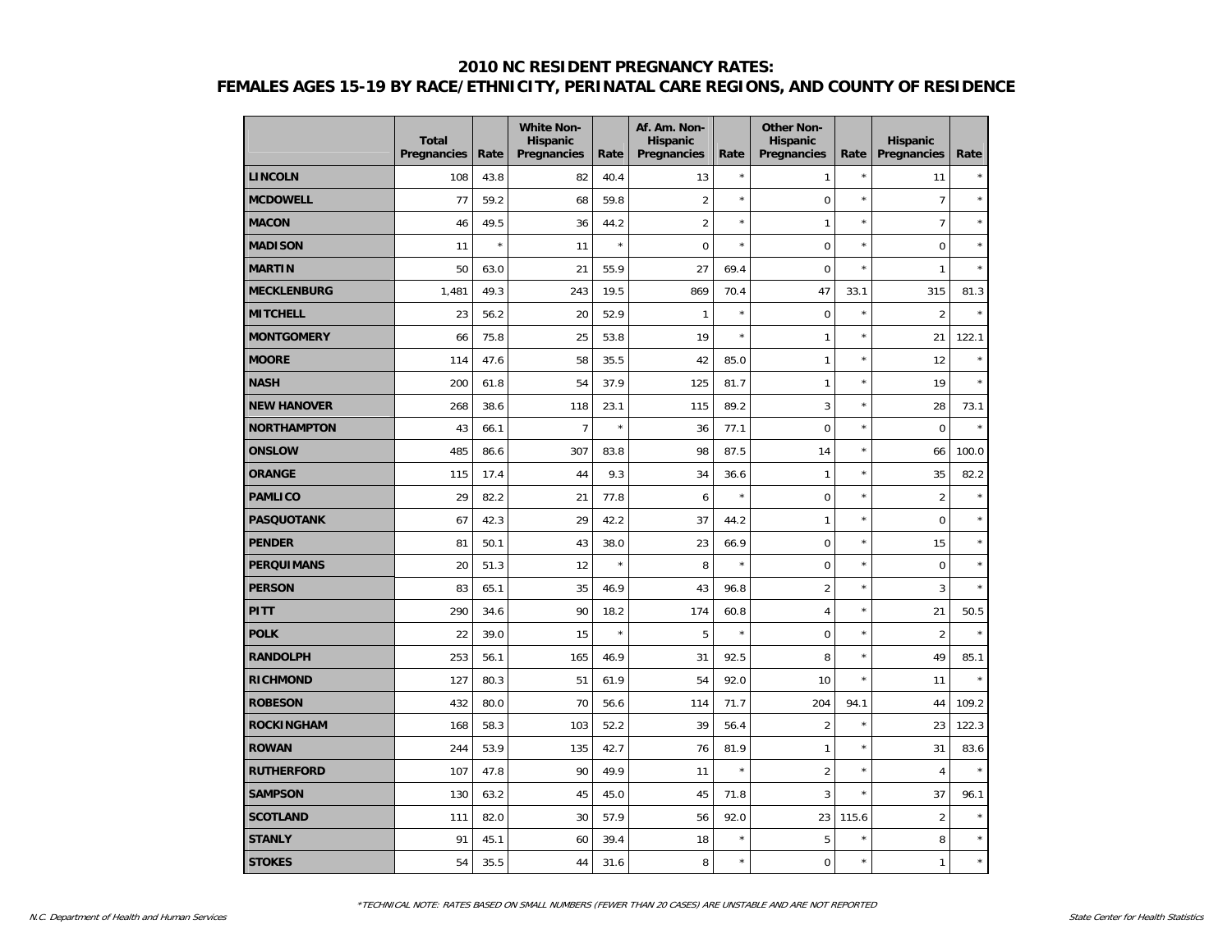## 2010 NC RESIDENT PREGNANCY RATES:
## FEMALES AGES 15-19 BY RACE/ETHNICITY, PERINATAL CARE REGIONS, AND COUNTY OF RESIDENCE

| | Total Pregnancies | Rate | White Non-Hispanic Pregnancies | Rate | Af. Am. Non-Hispanic Pregnancies | Rate | Other Non-Hispanic Pregnancies | Rate | Hispanic Pregnancies | Rate |
|---|---|---|---|---|---|---|---|---|---|---|
| **LINCOLN** | 108 | 43.8 | 82 | 40.4 | 13 | * | 1 | * | 11 | * |
| **MCDOWELL** | 77 | 59.2 | 68 | 59.8 | 2 | * | 0 | * | 7 | * |
| **MACON** | 46 | 49.5 | 36 | 44.2 | 2 | * | 1 | * | 7 | * |
| **MADISON** | 11 | * | 11 | * | 0 | * | 0 | * | 0 | * |
| **MARTIN** | 50 | 63.0 | 21 | 55.9 | 27 | 69.4 | 0 | * | 1 | * |
| **MECKLENBURG** | 1,481 | 49.3 | 243 | 19.5 | 869 | 70.4 | 47 | 33.1 | 315 | 81.3 |
| **MITCHELL** | 23 | 56.2 | 20 | 52.9 | 1 | * | 0 | * | 2 | * |
| **MONTGOMERY** | 66 | 75.8 | 25 | 53.8 | 19 | * | 1 | * | 21 | 122.1 |
| **MOORE** | 114 | 47.6 | 58 | 35.5 | 42 | 85.0 | 1 | * | 12 | * |
| **NASH** | 200 | 61.8 | 54 | 37.9 | 125 | 81.7 | 1 | * | 19 | * |
| **NEW HANOVER** | 268 | 38.6 | 118 | 23.1 | 115 | 89.2 | 3 | * | 28 | 73.1 |
| **NORTHAMPTON** | 43 | 66.1 | 7 | * | 36 | 77.1 | 0 | * | 0 | * |
| **ONSLOW** | 485 | 86.6 | 307 | 83.8 | 98 | 87.5 | 14 | * | 66 | 100.0 |
| **ORANGE** | 115 | 17.4 | 44 | 9.3 | 34 | 36.6 | 1 | * | 35 | 82.2 |
| **PAMLICO** | 29 | 82.2 | 21 | 77.8 | 6 | * | 0 | * | 2 | * |
| **PASQUOTANK** | 67 | 42.3 | 29 | 42.2 | 37 | 44.2 | 1 | * | 0 | * |
| **PENDER** | 81 | 50.1 | 43 | 38.0 | 23 | 66.9 | 0 | * | 15 | * |
| **PERQUIMANS** | 20 | 51.3 | 12 | * | 8 | * | 0 | * | 0 | * |
| **PERSON** | 83 | 65.1 | 35 | 46.9 | 43 | 96.8 | 2 | * | 3 | * |
| **PITT** | 290 | 34.6 | 90 | 18.2 | 174 | 60.8 | 4 | * | 21 | 50.5 |
| **POLK** | 22 | 39.0 | 15 | * | 5 | * | 0 | * | 2 | * |
| **RANDOLPH** | 253 | 56.1 | 165 | 46.9 | 31 | 92.5 | 8 | * | 49 | 85.1 |
| **RICHMOND** | 127 | 80.3 | 51 | 61.9 | 54 | 92.0 | 10 | * | 11 | * |
| **ROBESON** | 432 | 80.0 | 70 | 56.6 | 114 | 71.7 | 204 | 94.1 | 44 | 109.2 |
| **ROCKINGHAM** | 168 | 58.3 | 103 | 52.2 | 39 | 56.4 | 2 | * | 23 | 122.3 |
| **ROWAN** | 244 | 53.9 | 135 | 42.7 | 76 | 81.9 | 1 | * | 31 | 83.6 |
| **RUTHERFORD** | 107 | 47.8 | 90 | 49.9 | 11 | * | 2 | * | 4 | * |
| **SAMPSON** | 130 | 63.2 | 45 | 45.0 | 45 | 71.8 | 3 | * | 37 | 96.1 |
| **SCOTLAND** | 111 | 82.0 | 30 | 57.9 | 56 | 92.0 | 23 | 115.6 | 2 | * |
| **STANLY** | 91 | 45.1 | 60 | 39.4 | 18 | * | 5 | * | 8 | * |
| **STOKES** | 54 | 35.5 | 44 | 31.6 | 8 | * | 0 | * | 1 | * |

*TECHNICAL NOTE: RATES BASED ON SMALL NUMBERS (FEWER THAN 20 CASES) ARE UNSTABLE AND ARE NOT REPORTED

N.C. Department of Health and Human Services — State Center for Health Statistics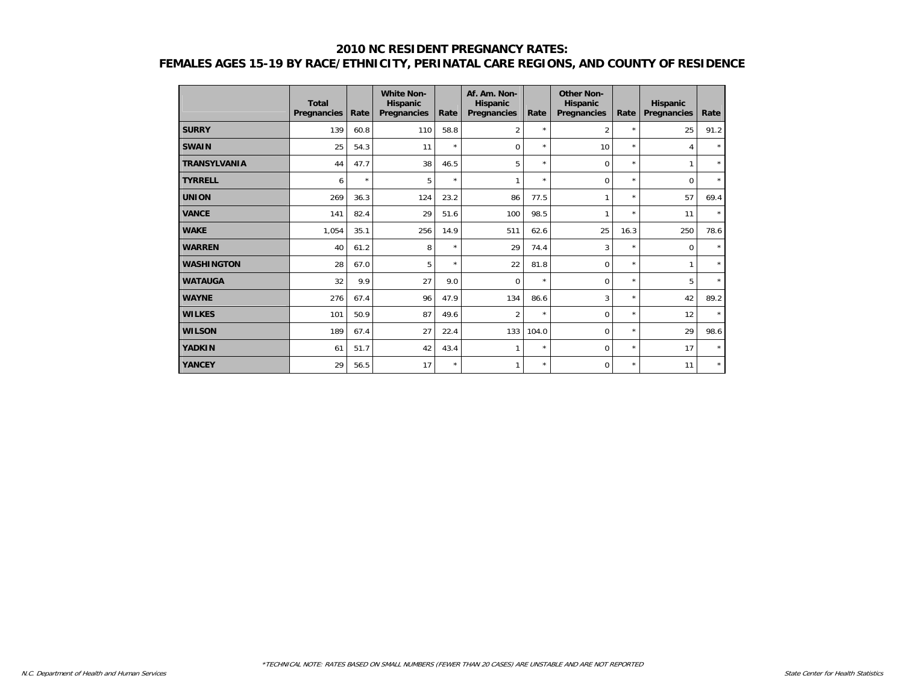# 2010 NC RESIDENT PREGNANCY RATES:
# FEMALES AGES 15-19 BY RACE/ETHNICITY, PERINATAL CARE REGIONS, AND COUNTY OF RESIDENCE

| | Total Pregnancies | Rate | White Non-Hispanic Pregnancies | Rate | Af. Am. Non-Hispanic Pregnancies | Rate | Other Non-Hispanic Pregnancies | Rate | Hispanic Pregnancies | Rate |
|---|---|---|---|---|---|---|---|---|---|---|
| **SURRY** | 139 | 60.8 | 110 | 58.8 | 2 | * | 2 | * | 25 | 91.2 |
| **SWAIN** | 25 | 54.3 | 11 | * | 0 | * | 10 | * | 4 | * |
| **TRANSYLVANIA** | 44 | 47.7 | 38 | 46.5 | 5 | * | 0 | * | 1 | * |
| **TYRRELL** | 6 | * | 5 | * | 1 | * | 0 | * | 0 | * |
| **UNION** | 269 | 36.3 | 124 | 23.2 | 86 | 77.5 | 1 | * | 57 | 69.4 |
| **VANCE** | 141 | 82.4 | 29 | 51.6 | 100 | 98.5 | 1 | * | 11 | * |
| **WAKE** | 1,054 | 35.1 | 256 | 14.9 | 511 | 62.6 | 25 | 16.3 | 250 | 78.6 |
| **WARREN** | 40 | 61.2 | 8 | * | 29 | 74.4 | 3 | * | 0 | * |
| **WASHINGTON** | 28 | 67.0 | 5 | * | 22 | 81.8 | 0 | * | 1 | * |
| **WATAUGA** | 32 | 9.9 | 27 | 9.0 | 0 | * | 0 | * | 5 | * |
| **WAYNE** | 276 | 67.4 | 96 | 47.9 | 134 | 86.6 | 3 | * | 42 | 89.2 |
| **WILKES** | 101 | 50.9 | 87 | 49.6 | 2 | * | 0 | * | 12 | * |
| **WILSON** | 189 | 67.4 | 27 | 22.4 | 133 | 104.0 | 0 | * | 29 | 98.6 |
| **YADKIN** | 61 | 51.7 | 42 | 43.4 | 1 | * | 0 | * | 17 | * |
| **YANCEY** | 29 | 56.5 | 17 | * | 1 | * | 0 | * | 11 | * |

*\*TECHNICAL NOTE: RATES BASED ON SMALL NUMBERS (FEWER THAN 20 CASES) ARE UNSTABLE AND ARE NOT REPORTED*

*N.C. Department of Health and Human Services*

*State Center for Health Statistics*